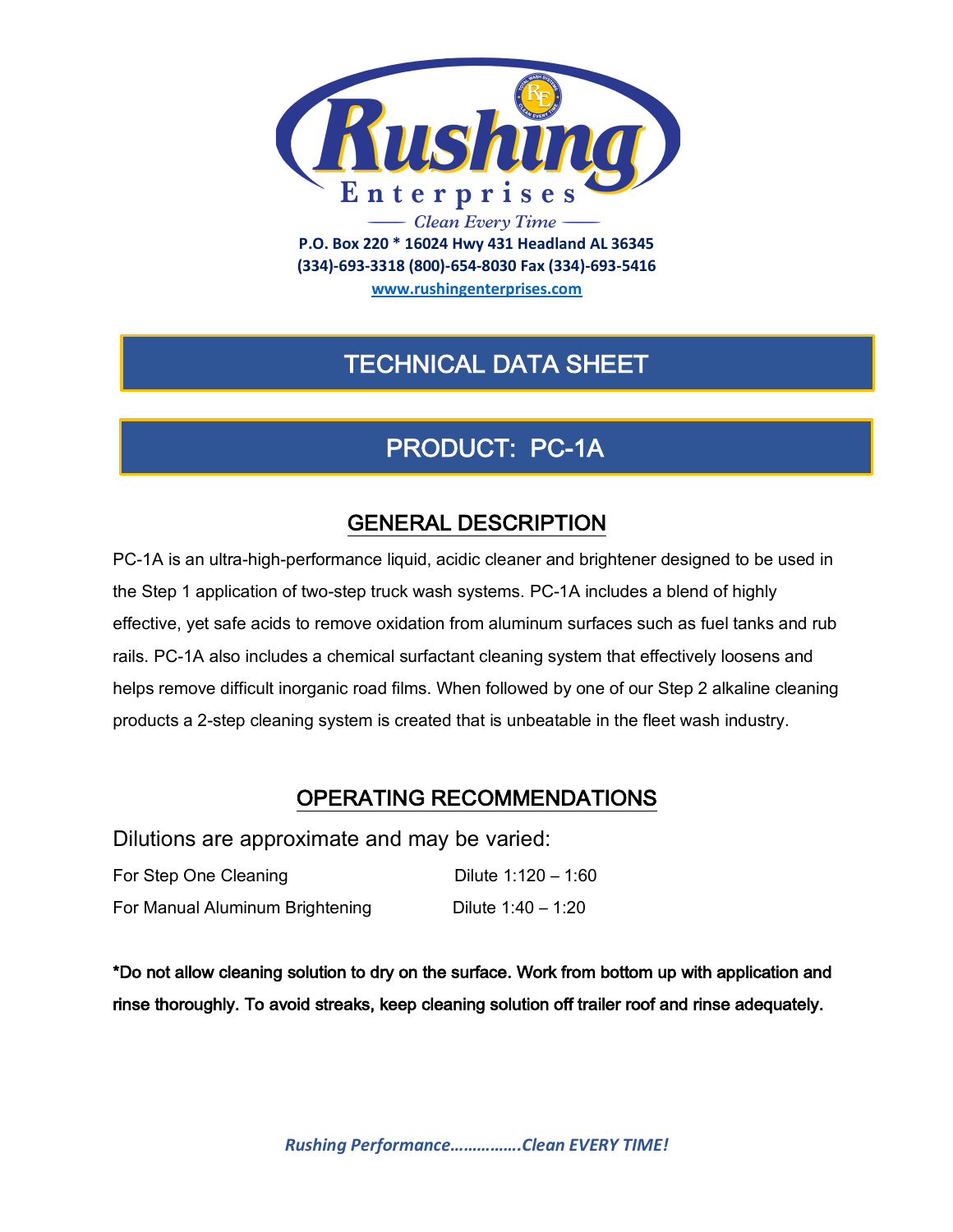# Rushing Enterprises

*Clean Every Time*

**P.O. Box 220 * 16024 Hwy 431 Headland AL 36345**
**(334)-693-3318 (800)-654-8030 Fax (334)-693-5416**
**www.rushingenterprises.com**

# TECHNICAL DATA SHEET

# PRODUCT: PC-1A

## GENERAL DESCRIPTION

PC-1A is an ultra-high-performance liquid, acidic cleaner and brightener designed to be used in the Step 1 application of two-step truck wash systems. PC-1A includes a blend of highly effective, yet safe acids to remove oxidation from aluminum surfaces such as fuel tanks and rub rails. PC-1A also includes a chemical surfactant cleaning system that effectively loosens and helps remove difficult inorganic road films. When followed by one of our Step 2 alkaline cleaning products a 2-step cleaning system is created that is unbeatable in the fleet wash industry.

## OPERATING RECOMMENDATIONS

Dilutions are approximate and may be varied:

| | |
|---|---|
| For Step One Cleaning | Dilute 1:120 – 1:60 |
| For Manual Aluminum Brightening | Dilute 1:40 – 1:20 |

**\*Do not allow cleaning solution to dry on the surface. Work from bottom up with application and rinse thoroughly. To avoid streaks, keep cleaning solution off trailer roof and rinse adequately.**

***Rushing Performance…………….Clean EVERY TIME!***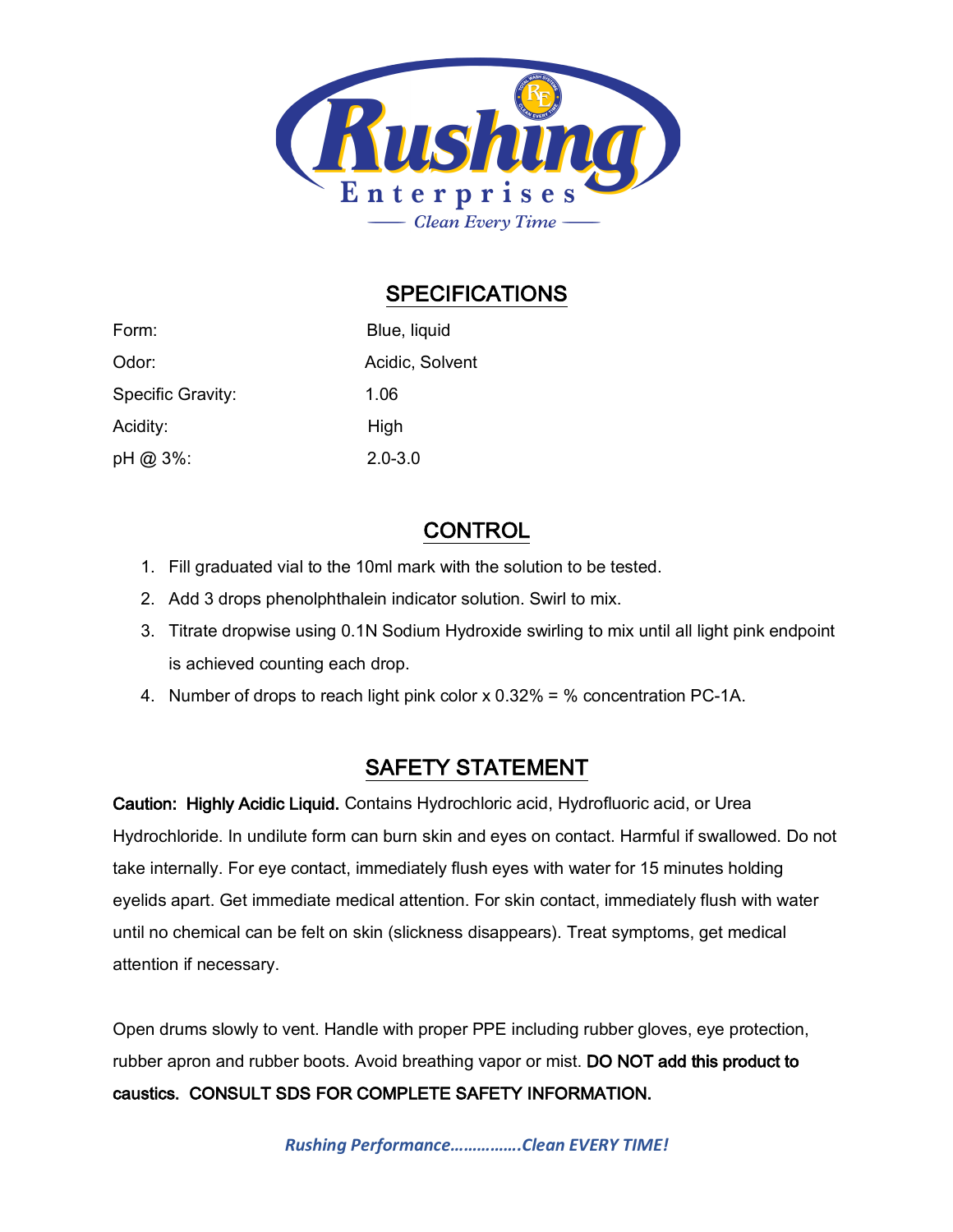## SPECIFICATIONS

| | |
|---|---|
| Form: | Blue, liquid |
| Odor: | Acidic, Solvent |
| Specific Gravity: | 1.06 |
| Acidity: | High |
| pH @ 3%: | 2.0-3.0 |

## CONTROL

1. Fill graduated vial to the 10ml mark with the solution to be tested.
2. Add 3 drops phenolphthalein indicator solution. Swirl to mix.
3. Titrate dropwise using 0.1N Sodium Hydroxide swirling to mix until all light pink endpoint is achieved counting each drop.
4. Number of drops to reach light pink color x 0.32% = % concentration PC-1A.

## SAFETY STATEMENT

**Caution: Highly Acidic Liquid.** Contains Hydrochloric acid, Hydrofluoric acid, or Urea Hydrochloride. In undilute form can burn skin and eyes on contact. Harmful if swallowed. Do not take internally. For eye contact, immediately flush eyes with water for 15 minutes holding eyelids apart. Get immediate medical attention. For skin contact, immediately flush with water until no chemical can be felt on skin (slickness disappears). Treat symptoms, get medical attention if necessary.

Open drums slowly to vent. Handle with proper PPE including rubber gloves, eye protection, rubber apron and rubber boots. Avoid breathing vapor or mist. **DO NOT add this product to caustics. CONSULT SDS FOR COMPLETE SAFETY INFORMATION.**

***Rushing Performance…………….Clean EVERY TIME!***